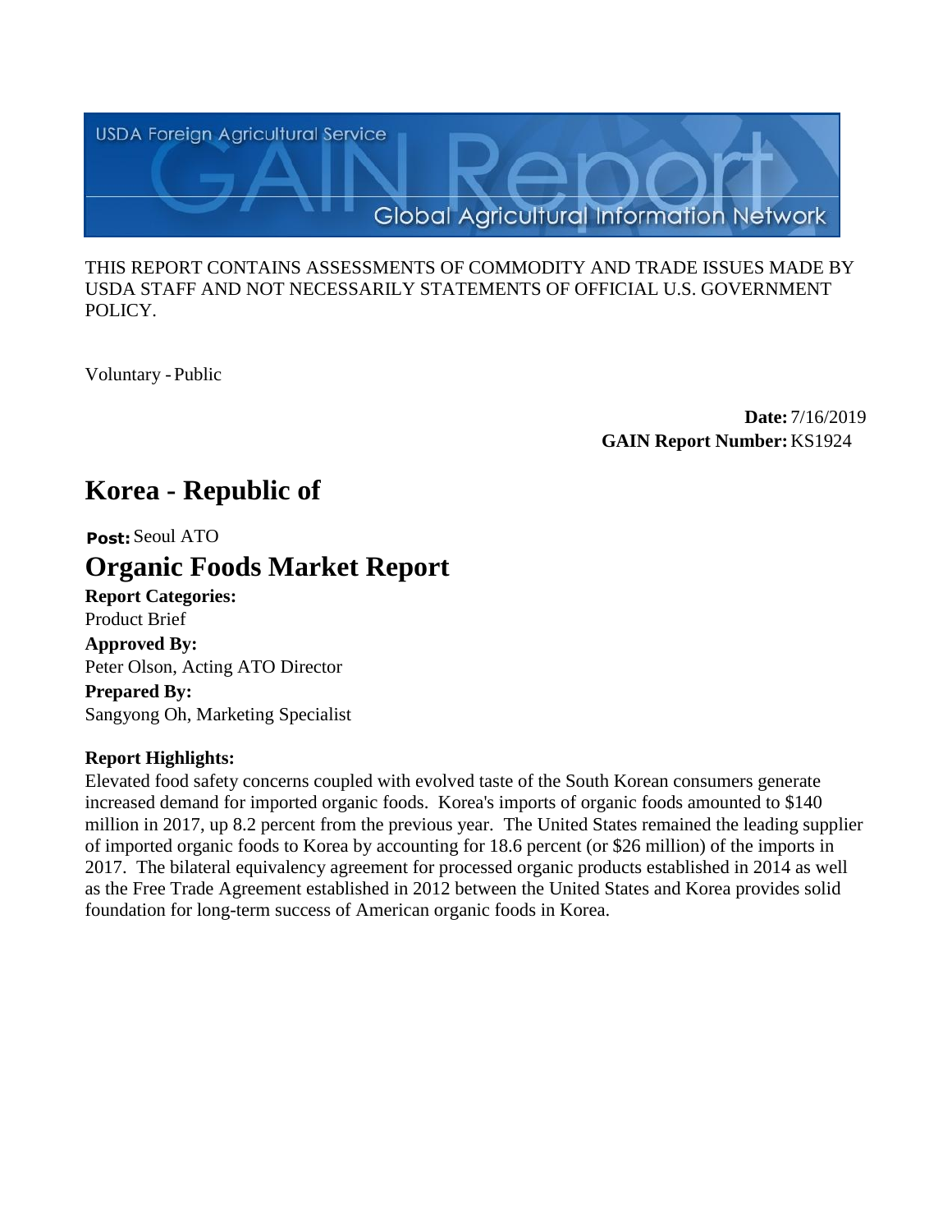USDA Foreign Agricultural Service

GAIN Report

Global Agricultural Information Network

THIS REPORT CONTAINS ASSESSMENTS OF COMMODITY AND TRADE ISSUES MADE BY USDA STAFF AND NOT NECESSARILY STATEMENTS OF OFFICIAL U.S. GOVERNMENT POLICY.

Voluntary - Public

**Date:** 7/16/2019
**GAIN Report Number:** KS1924

# Korea - Republic of

**Post:** Seoul ATO

# Organic Foods Market Report

**Report Categories:**
Product Brief

**Approved By:**
Peter Olson, Acting ATO Director

**Prepared By:**
Sangyong Oh, Marketing Specialist

**Report Highlights:**

Elevated food safety concerns coupled with evolved taste of the South Korean consumers generate increased demand for imported organic foods. Korea's imports of organic foods amounted to $140 million in 2017, up 8.2 percent from the previous year. The United States remained the leading supplier of imported organic foods to Korea by accounting for 18.6 percent (or $26 million) of the imports in 2017. The bilateral equivalency agreement for processed organic products established in 2014 as well as the Free Trade Agreement established in 2012 between the United States and Korea provides solid foundation for long-term success of American organic foods in Korea.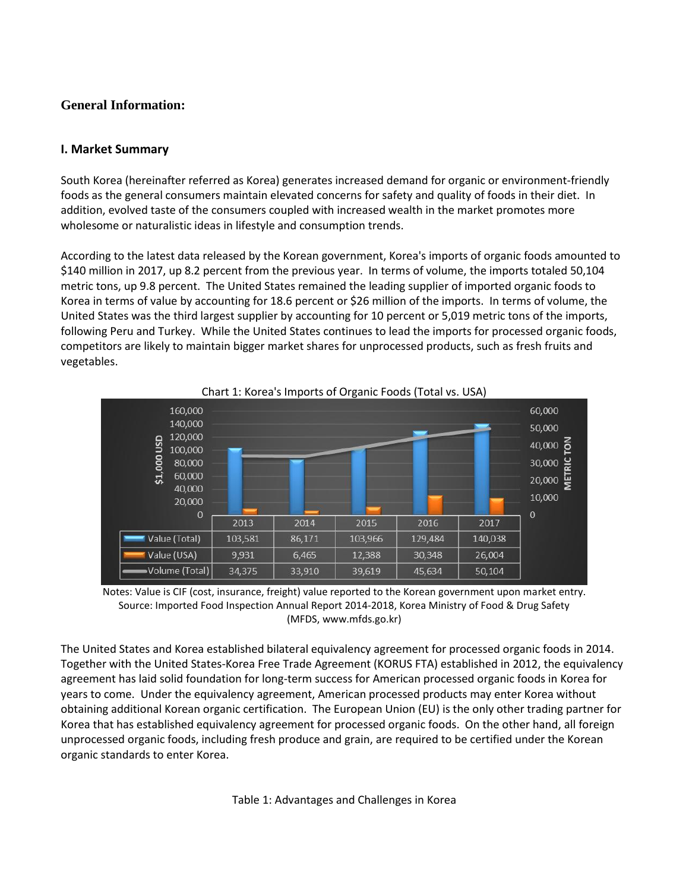## General Information:

### I. Market Summary

South Korea (hereinafter referred as Korea) generates increased demand for organic or environment-friendly foods as the general consumers maintain elevated concerns for safety and quality of foods in their diet. In addition, evolved taste of the consumers coupled with increased wealth in the market promotes more wholesome or naturalistic ideas in lifestyle and consumption trends.

According to the latest data released by the Korean government, Korea's imports of organic foods amounted to $140 million in 2017, up 8.2 percent from the previous year. In terms of volume, the imports totaled 50,104 metric tons, up 9.8 percent. The United States remained the leading supplier of imported organic foods to Korea in terms of value by accounting for 18.6 percent or $26 million of the imports. In terms of volume, the United States was the third largest supplier by accounting for 10 percent or 5,019 metric tons of the imports, following Peru and Turkey. While the United States continues to lead the imports for processed organic foods, competitors are likely to maintain bigger market shares for unprocessed products, such as fresh fruits and vegetables.

Chart 1: Korea's Imports of Organic Foods (Total vs. USA)

| | 2013 | 2014 | 2015 | 2016 | 2017 |
|---|---|---|---|---|---|
| Value (Total) | 103,581 | 86,171 | 103,966 | 129,484 | 140,038 |
| Value (USA) | 9,931 | 6,465 | 12,388 | 30,348 | 26,004 |
| Volume (Total) | 34,375 | 33,910 | 39,619 | 45,634 | 50,104 |

Notes: Value is CIF (cost, insurance, freight) value reported to the Korean government upon market entry.
Source: Imported Food Inspection Annual Report 2014-2018, Korea Ministry of Food & Drug Safety (MFDS, www.mfds.go.kr)

The United States and Korea established bilateral equivalency agreement for processed organic foods in 2014. Together with the United States-Korea Free Trade Agreement (KORUS FTA) established in 2012, the equivalency agreement has laid solid foundation for long-term success for American processed organic foods in Korea for years to come. Under the equivalency agreement, American processed products may enter Korea without obtaining additional Korean organic certification. The European Union (EU) is the only other trading partner for Korea that has established equivalency agreement for processed organic foods. On the other hand, all foreign unprocessed organic foods, including fresh produce and grain, are required to be certified under the Korean organic standards to enter Korea.

Table 1: Advantages and Challenges in Korea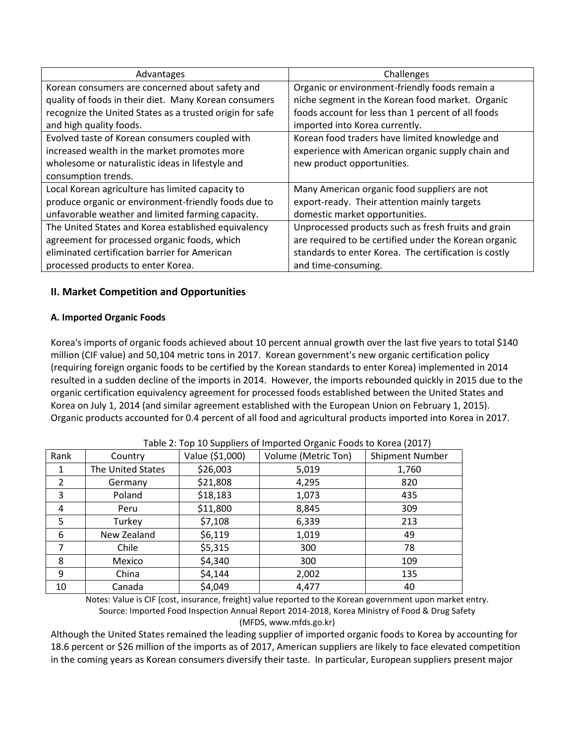| Advantages | Challenges |
|---|---|
| Korean consumers are concerned about safety and quality of foods in their diet. Many Korean consumers recognize the United States as a trusted origin for safe and high quality foods. | Organic or environment-friendly foods remain a niche segment in the Korean food market. Organic foods account for less than 1 percent of all foods imported into Korea currently. |
| Evolved taste of Korean consumers coupled with increased wealth in the market promotes more wholesome or naturalistic ideas in lifestyle and consumption trends. | Korean food traders have limited knowledge and experience with American organic supply chain and new product opportunities. |
| Local Korean agriculture has limited capacity to produce organic or environment-friendly foods due to unfavorable weather and limited farming capacity. | Many American organic food suppliers are not export-ready. Their attention mainly targets domestic market opportunities. |
| The United States and Korea established equivalency agreement for processed organic foods, which eliminated certification barrier for American processed products to enter Korea. | Unprocessed products such as fresh fruits and grain are required to be certified under the Korean organic standards to enter Korea. The certification is costly and time-consuming. |

## II. Market Competition and Opportunities

### A. Imported Organic Foods

Korea's imports of organic foods achieved about 10 percent annual growth over the last five years to total $140 million (CIF value) and 50,104 metric tons in 2017. Korean government's new organic certification policy (requiring foreign organic foods to be certified by the Korean standards to enter Korea) implemented in 2014 resulted in a sudden decline of the imports in 2014. However, the imports rebounded quickly in 2015 due to the organic certification equivalency agreement for processed foods established between the United States and Korea on July 1, 2014 (and similar agreement established with the European Union on February 1, 2015). Organic products accounted for 0.4 percent of all food and agricultural products imported into Korea in 2017.

Table 2: Top 10 Suppliers of Imported Organic Foods to Korea (2017)

| Rank | Country | Value ($1,000) | Volume (Metric Ton) | Shipment Number |
|---|---|---|---|---|
| 1 | The United States | $26,003 | 5,019 | 1,760 |
| 2 | Germany | $21,808 | 4,295 | 820 |
| 3 | Poland | $18,183 | 1,073 | 435 |
| 4 | Peru | $11,800 | 8,845 | 309 |
| 5 | Turkey | $7,108 | 6,339 | 213 |
| 6 | New Zealand | $6,119 | 1,019 | 49 |
| 7 | Chile | $5,315 | 300 | 78 |
| 8 | Mexico | $4,340 | 300 | 109 |
| 9 | China | $4,144 | 2,002 | 135 |
| 10 | Canada | $4,049 | 4,477 | 40 |

Notes: Value is CIF (cost, insurance, freight) value reported to the Korean government upon market entry.
Source: Imported Food Inspection Annual Report 2014-2018, Korea Ministry of Food & Drug Safety (MFDS, www.mfds.go.kr)

Although the United States remained the leading supplier of imported organic foods to Korea by accounting for 18.6 percent or $26 million of the imports as of 2017, American suppliers are likely to face elevated competition in the coming years as Korean consumers diversify their taste. In particular, European suppliers present major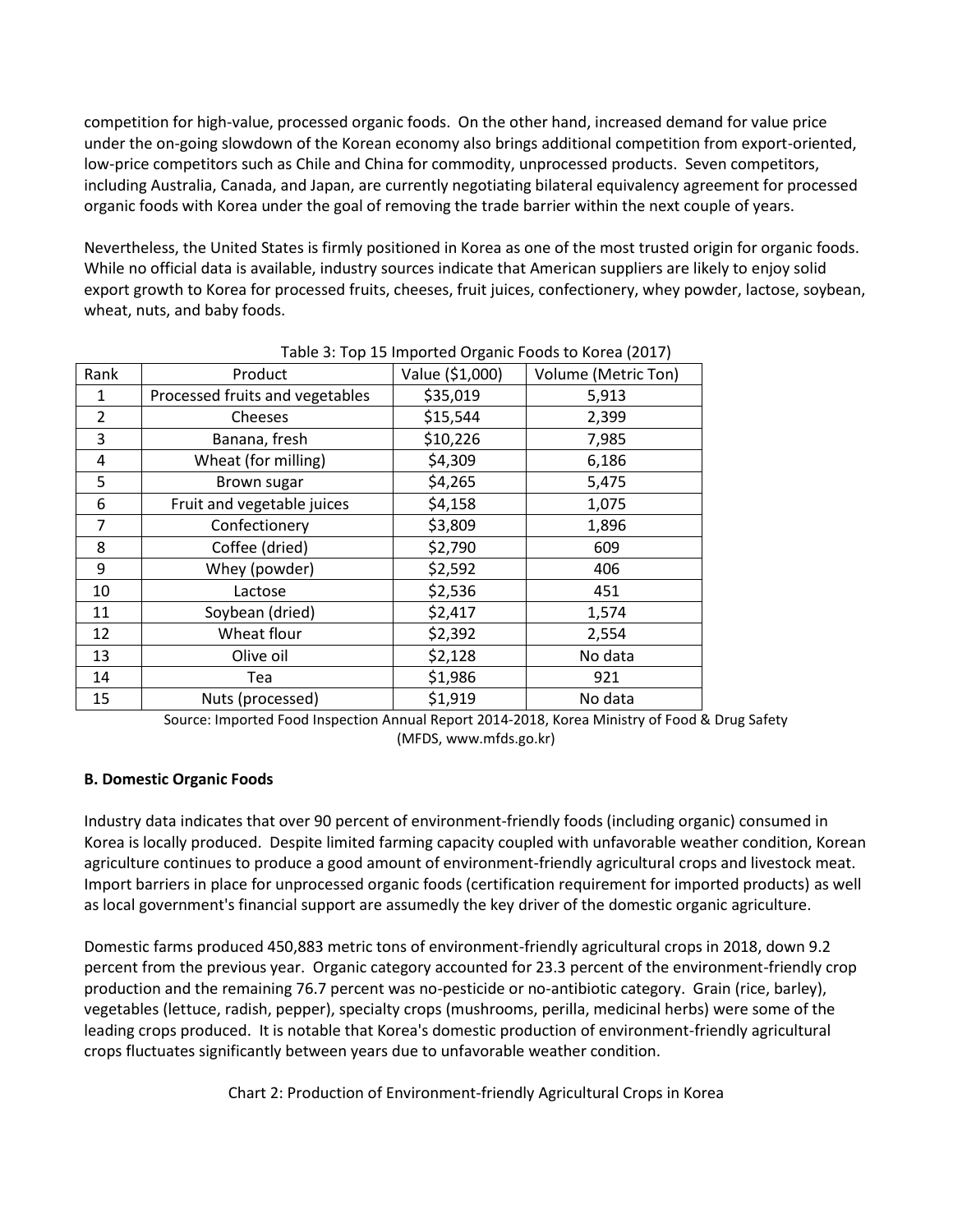competition for high-value, processed organic foods. On the other hand, increased demand for value price under the on-going slowdown of the Korean economy also brings additional competition from export-oriented, low-price competitors such as Chile and China for commodity, unprocessed products. Seven competitors, including Australia, Canada, and Japan, are currently negotiating bilateral equivalency agreement for processed organic foods with Korea under the goal of removing the trade barrier within the next couple of years.

Nevertheless, the United States is firmly positioned in Korea as one of the most trusted origin for organic foods. While no official data is available, industry sources indicate that American suppliers are likely to enjoy solid export growth to Korea for processed fruits, cheeses, fruit juices, confectionery, whey powder, lactose, soybean, wheat, nuts, and baby foods.

Table 3: Top 15 Imported Organic Foods to Korea (2017)

| Rank | Product | Value ($1,000) | Volume (Metric Ton) |
|---|---|---|---|
| 1 | Processed fruits and vegetables | $35,019 | 5,913 |
| 2 | Cheeses | $15,544 | 2,399 |
| 3 | Banana, fresh | $10,226 | 7,985 |
| 4 | Wheat (for milling) | $4,309 | 6,186 |
| 5 | Brown sugar | $4,265 | 5,475 |
| 6 | Fruit and vegetable juices | $4,158 | 1,075 |
| 7 | Confectionery | $3,809 | 1,896 |
| 8 | Coffee (dried) | $2,790 | 609 |
| 9 | Whey (powder) | $2,592 | 406 |
| 10 | Lactose | $2,536 | 451 |
| 11 | Soybean (dried) | $2,417 | 1,574 |
| 12 | Wheat flour | $2,392 | 2,554 |
| 13 | Olive oil | $2,128 | No data |
| 14 | Tea | $1,986 | 921 |
| 15 | Nuts (processed) | $1,919 | No data |

Source: Imported Food Inspection Annual Report 2014-2018, Korea Ministry of Food & Drug Safety (MFDS, www.mfds.go.kr)

**B. Domestic Organic Foods**

Industry data indicates that over 90 percent of environment-friendly foods (including organic) consumed in Korea is locally produced. Despite limited farming capacity coupled with unfavorable weather condition, Korean agriculture continues to produce a good amount of environment-friendly agricultural crops and livestock meat. Import barriers in place for unprocessed organic foods (certification requirement for imported products) as well as local government's financial support are assumedly the key driver of the domestic organic agriculture.

Domestic farms produced 450,883 metric tons of environment-friendly agricultural crops in 2018, down 9.2 percent from the previous year. Organic category accounted for 23.3 percent of the environment-friendly crop production and the remaining 76.7 percent was no-pesticide or no-antibiotic category. Grain (rice, barley), vegetables (lettuce, radish, pepper), specialty crops (mushrooms, perilla, medicinal herbs) were some of the leading crops produced. It is notable that Korea's domestic production of environment-friendly agricultural crops fluctuates significantly between years due to unfavorable weather condition.

Chart 2: Production of Environment-friendly Agricultural Crops in Korea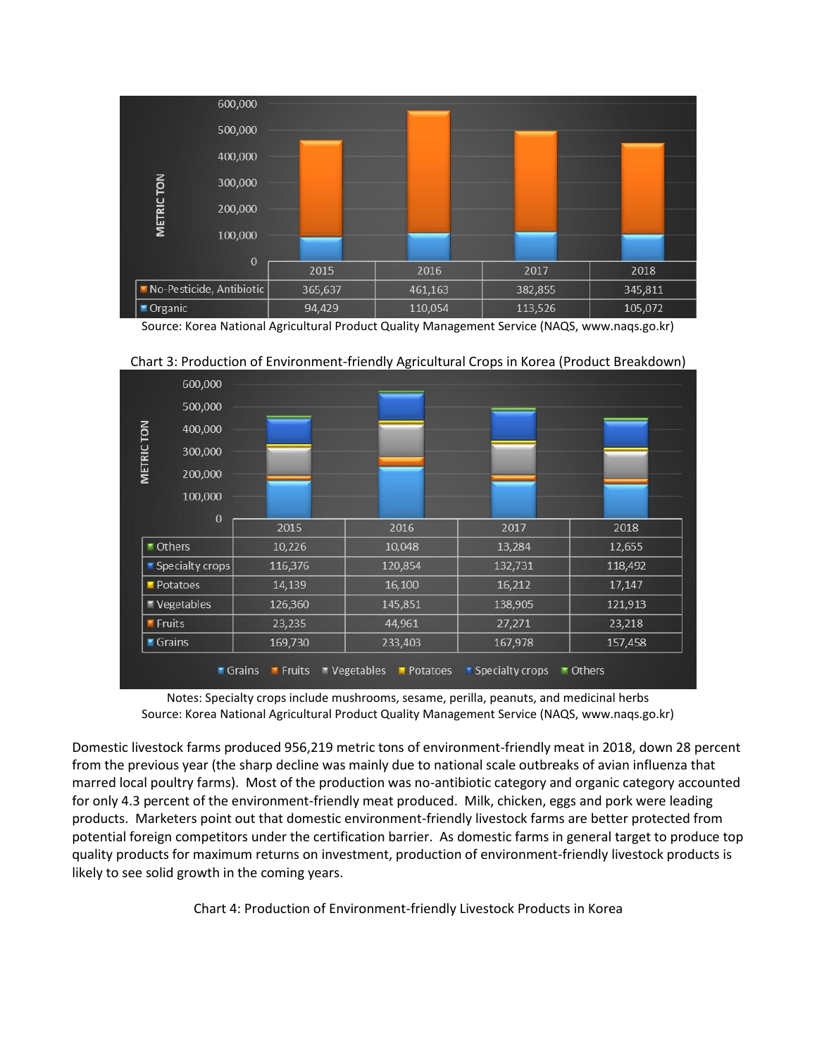| | 2015 | 2016 | 2017 | 2018 |
|---|---|---|---|---|
| No-Pesticide, Antibiotic | 365,637 | 461,163 | 382,855 | 345,811 |
| Organic | 94,429 | 110,054 | 113,526 | 105,072 |

Source: Korea National Agricultural Product Quality Management Service (NAQS, www.naqs.go.kr)

Chart 3: Production of Environment-friendly Agricultural Crops in Korea (Product Breakdown)

| | 2015 | 2016 | 2017 | 2018 |
|---|---|---|---|---|
| Others | 10,226 | 10,048 | 13,284 | 12,655 |
| Specialty crops | 116,376 | 120,854 | 132,731 | 118,492 |
| Potatoes | 14,139 | 16,100 | 16,212 | 17,147 |
| Vegetables | 126,360 | 145,851 | 138,905 | 121,913 |
| Fruits | 23,235 | 44,961 | 27,271 | 23,218 |
| Grains | 169,730 | 233,403 | 167,978 | 157,458 |

Notes: Specialty crops include mushrooms, sesame, perilla, peanuts, and medicinal herbs
Source: Korea National Agricultural Product Quality Management Service (NAQS, www.naqs.go.kr)

Domestic livestock farms produced 956,219 metric tons of environment-friendly meat in 2018, down 28 percent from the previous year (the sharp decline was mainly due to national scale outbreaks of avian influenza that marred local poultry farms). Most of the production was no-antibiotic category and organic category accounted for only 4.3 percent of the environment-friendly meat produced. Milk, chicken, eggs and pork were leading products. Marketers point out that domestic environment-friendly livestock farms are better protected from potential foreign competitors under the certification barrier. As domestic farms in general target to produce top quality products for maximum returns on investment, production of environment-friendly livestock products is likely to see solid growth in the coming years.

Chart 4: Production of Environment-friendly Livestock Products in Korea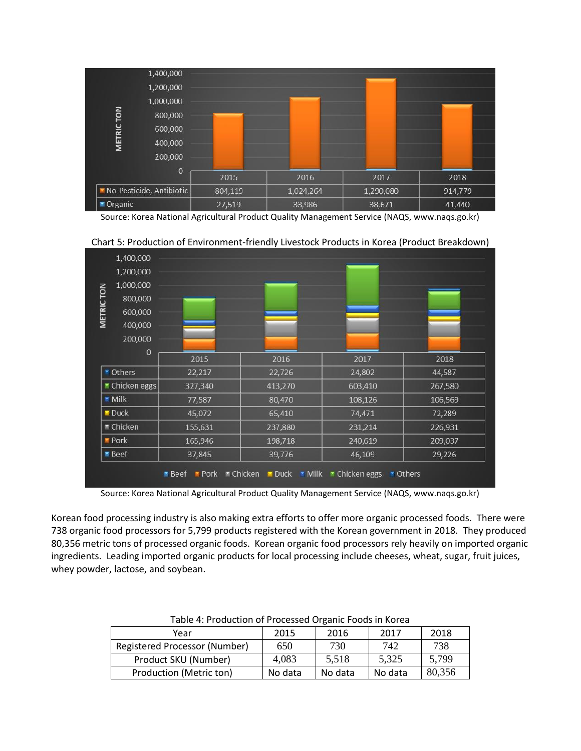| | 2015 | 2016 | 2017 | 2018 |
|---|---|---|---|---|
| No-Pesticide, Antibiotic | 804,119 | 1,024,264 | 1,290,080 | 914,779 |
| Organic | 27,519 | 33,986 | 38,671 | 41,440 |

Source: Korea National Agricultural Product Quality Management Service (NAQS, www.naqs.go.kr)

Chart 5: Production of Environment-friendly Livestock Products in Korea (Product Breakdown)

| | 2015 | 2016 | 2017 | 2018 |
|---|---|---|---|---|
| Others | 22,217 | 22,726 | 24,802 | 44,587 |
| Chicken eggs | 327,340 | 413,270 | 603,410 | 267,580 |
| Milk | 77,587 | 80,470 | 108,126 | 106,569 |
| Duck | 45,072 | 65,410 | 74,471 | 72,289 |
| Chicken | 155,631 | 237,880 | 231,214 | 226,931 |
| Pork | 165,946 | 198,718 | 240,619 | 209,037 |
| Beef | 37,845 | 39,776 | 46,109 | 29,226 |

Source: Korea National Agricultural Product Quality Management Service (NAQS, www.naqs.go.kr)

Korean food processing industry is also making extra efforts to offer more organic processed foods. There were 738 organic food processors for 5,799 products registered with the Korean government in 2018. They produced 80,356 metric tons of processed organic foods. Korean organic food processors rely heavily on imported organic ingredients. Leading imported organic products for local processing include cheeses, wheat, sugar, fruit juices, whey powder, lactose, and soybean.

Table 4: Production of Processed Organic Foods in Korea

| Year | 2015 | 2016 | 2017 | 2018 |
|---|---|---|---|---|
| Registered Processor (Number) | 650 | 730 | 742 | 738 |
| Product SKU (Number) | 4,083 | 5,518 | 5,325 | 5,799 |
| Production (Metric ton) | No data | No data | No data | 80,356 |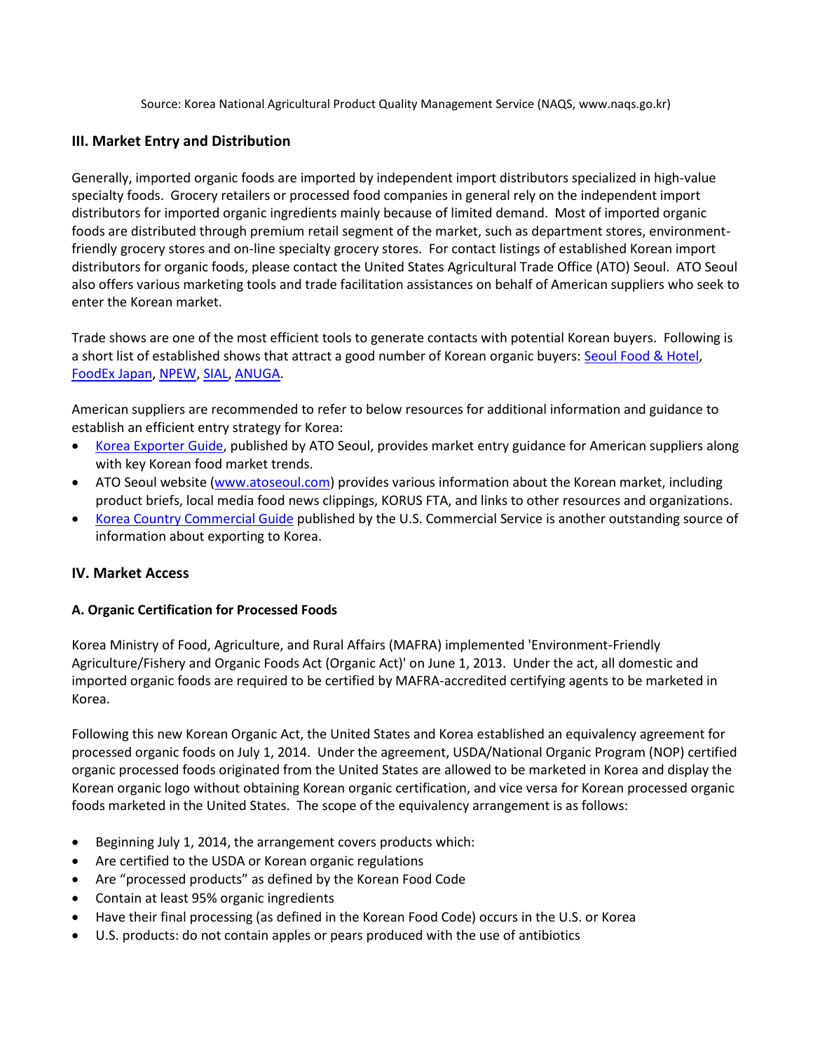Source: Korea National Agricultural Product Quality Management Service (NAQS, www.naqs.go.kr)

## III. Market Entry and Distribution

Generally, imported organic foods are imported by independent import distributors specialized in high-value specialty foods. Grocery retailers or processed food companies in general rely on the independent import distributors for imported organic ingredients mainly because of limited demand. Most of imported organic foods are distributed through premium retail segment of the market, such as department stores, environment-friendly grocery stores and on-line specialty grocery stores. For contact listings of established Korean import distributors for organic foods, please contact the United States Agricultural Trade Office (ATO) Seoul. ATO Seoul also offers various marketing tools and trade facilitation assistances on behalf of American suppliers who seek to enter the Korean market.

Trade shows are one of the most efficient tools to generate contacts with potential Korean buyers. Following is a short list of established shows that attract a good number of Korean organic buyers: Seoul Food & Hotel, FoodEx Japan, NPEW, SIAL, ANUGA.

American suppliers are recommended to refer to below resources for additional information and guidance to establish an efficient entry strategy for Korea:

- Korea Exporter Guide, published by ATO Seoul, provides market entry guidance for American suppliers along with key Korean food market trends.
- ATO Seoul website (www.atoseoul.com) provides various information about the Korean market, including product briefs, local media food news clippings, KORUS FTA, and links to other resources and organizations.
- Korea Country Commercial Guide published by the U.S. Commercial Service is another outstanding source of information about exporting to Korea.

## IV. Market Access

### A. Organic Certification for Processed Foods

Korea Ministry of Food, Agriculture, and Rural Affairs (MAFRA) implemented 'Environment-Friendly Agriculture/Fishery and Organic Foods Act (Organic Act)' on June 1, 2013. Under the act, all domestic and imported organic foods are required to be certified by MAFRA-accredited certifying agents to be marketed in Korea.

Following this new Korean Organic Act, the United States and Korea established an equivalency agreement for processed organic foods on July 1, 2014. Under the agreement, USDA/National Organic Program (NOP) certified organic processed foods originated from the United States are allowed to be marketed in Korea and display the Korean organic logo without obtaining Korean organic certification, and vice versa for Korean processed organic foods marketed in the United States. The scope of the equivalency arrangement is as follows:

- Beginning July 1, 2014, the arrangement covers products which:
- Are certified to the USDA or Korean organic regulations
- Are "processed products" as defined by the Korean Food Code
- Contain at least 95% organic ingredients
- Have their final processing (as defined in the Korean Food Code) occurs in the U.S. or Korea
- U.S. products: do not contain apples or pears produced with the use of antibiotics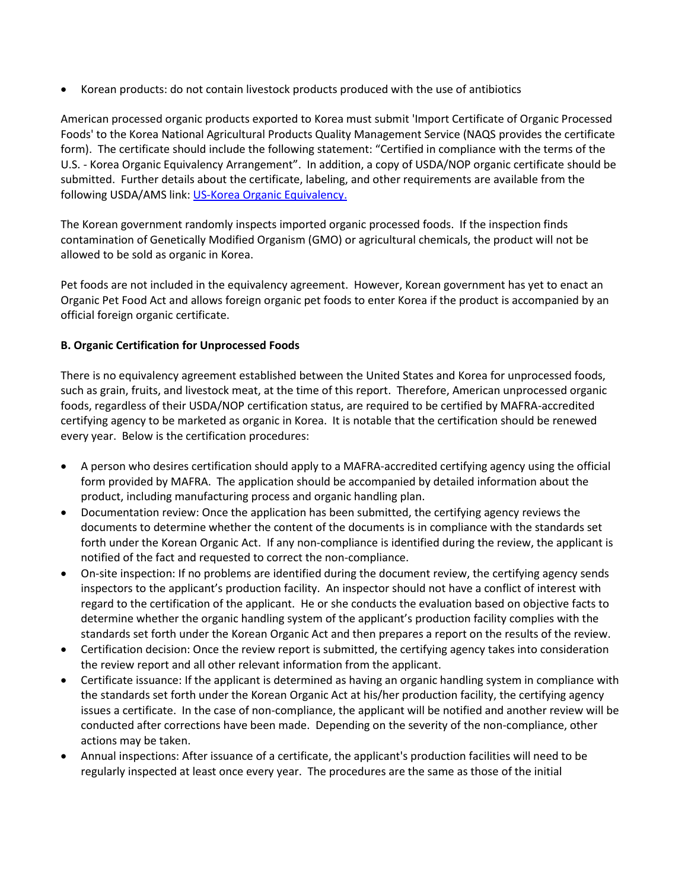- Korean products: do not contain livestock products produced with the use of antibiotics

American processed organic products exported to Korea must submit 'Import Certificate of Organic Processed Foods' to the Korea National Agricultural Products Quality Management Service (NAQS provides the certificate form). The certificate should include the following statement: “Certified in compliance with the terms of the U.S. - Korea Organic Equivalency Arrangement”. In addition, a copy of USDA/NOP organic certificate should be submitted. Further details about the certificate, labeling, and other requirements are available from the following USDA/AMS link: [US-Korea Organic Equivalency.](US-Korea Organic Equivalency.)

The Korean government randomly inspects imported organic processed foods. If the inspection finds contamination of Genetically Modified Organism (GMO) or agricultural chemicals, the product will not be allowed to be sold as organic in Korea.

Pet foods are not included in the equivalency agreement. However, Korean government has yet to enact an Organic Pet Food Act and allows foreign organic pet foods to enter Korea if the product is accompanied by an official foreign organic certificate.

**B. Organic Certification for Unprocessed Foods**

There is no equivalency agreement established between the United States and Korea for unprocessed foods, such as grain, fruits, and livestock meat, at the time of this report. Therefore, American unprocessed organic foods, regardless of their USDA/NOP certification status, are required to be certified by MAFRA-accredited certifying agency to be marketed as organic in Korea. It is notable that the certification should be renewed every year. Below is the certification procedures:

- A person who desires certification should apply to a MAFRA-accredited certifying agency using the official form provided by MAFRA. The application should be accompanied by detailed information about the product, including manufacturing process and organic handling plan.
- Documentation review: Once the application has been submitted, the certifying agency reviews the documents to determine whether the content of the documents is in compliance with the standards set forth under the Korean Organic Act. If any non-compliance is identified during the review, the applicant is notified of the fact and requested to correct the non-compliance.
- On-site inspection: If no problems are identified during the document review, the certifying agency sends inspectors to the applicant's production facility. An inspector should not have a conflict of interest with regard to the certification of the applicant. He or she conducts the evaluation based on objective facts to determine whether the organic handling system of the applicant's production facility complies with the standards set forth under the Korean Organic Act and then prepares a report on the results of the review.
- Certification decision: Once the review report is submitted, the certifying agency takes into consideration the review report and all other relevant information from the applicant.
- Certificate issuance: If the applicant is determined as having an organic handling system in compliance with the standards set forth under the Korean Organic Act at his/her production facility, the certifying agency issues a certificate. In the case of non-compliance, the applicant will be notified and another review will be conducted after corrections have been made. Depending on the severity of the non-compliance, other actions may be taken.
- Annual inspections: After issuance of a certificate, the applicant's production facilities will need to be regularly inspected at least once every year. The procedures are the same as those of the initial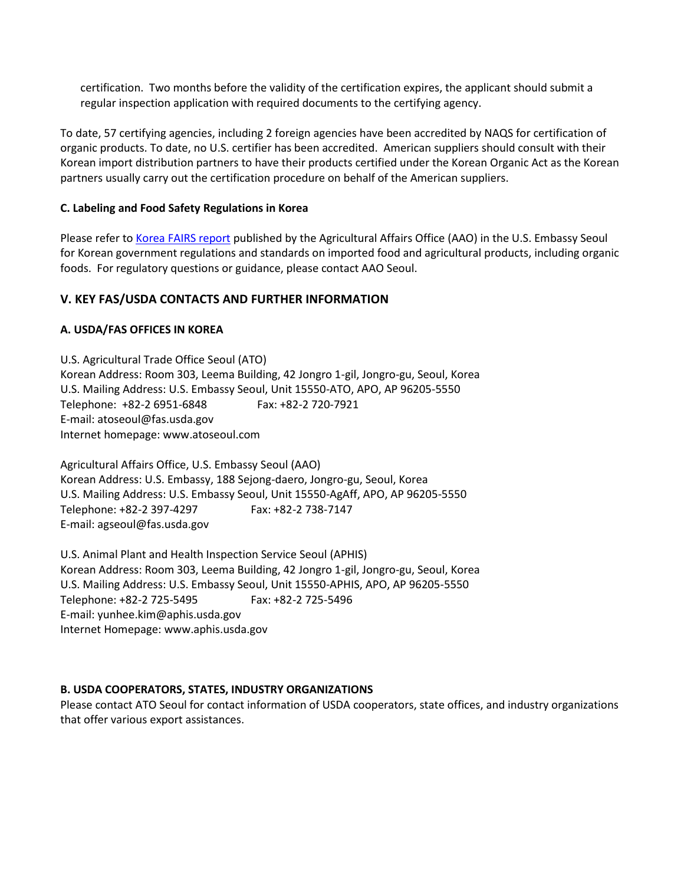certification. Two months before the validity of the certification expires, the applicant should submit a regular inspection application with required documents to the certifying agency.

To date, 57 certifying agencies, including 2 foreign agencies have been accredited by NAQS for certification of organic products. To date, no U.S. certifier has been accredited. American suppliers should consult with their Korean import distribution partners to have their products certified under the Korean Organic Act as the Korean partners usually carry out the certification procedure on behalf of the American suppliers.

### C. Labeling and Food Safety Regulations in Korea

Please refer to Korea FAIRS report published by the Agricultural Affairs Office (AAO) in the U.S. Embassy Seoul for Korean government regulations and standards on imported food and agricultural products, including organic foods. For regulatory questions or guidance, please contact AAO Seoul.

## V. KEY FAS/USDA CONTACTS AND FURTHER INFORMATION

### A. USDA/FAS OFFICES IN KOREA

U.S. Agricultural Trade Office Seoul (ATO)
Korean Address: Room 303, Leema Building, 42 Jongro 1-gil, Jongro-gu, Seoul, Korea
U.S. Mailing Address: U.S. Embassy Seoul, Unit 15550-ATO, APO, AP 96205-5550
Telephone: +82-2 6951-6848 Fax: +82-2 720-7921
E-mail: atoseoul@fas.usda.gov
Internet homepage: www.atoseoul.com

Agricultural Affairs Office, U.S. Embassy Seoul (AAO)
Korean Address: U.S. Embassy, 188 Sejong-daero, Jongro-gu, Seoul, Korea
U.S. Mailing Address: U.S. Embassy Seoul, Unit 15550-AgAff, APO, AP 96205-5550
Telephone: +82-2 397-4297 Fax: +82-2 738-7147
E-mail: agseoul@fas.usda.gov

U.S. Animal Plant and Health Inspection Service Seoul (APHIS)
Korean Address: Room 303, Leema Building, 42 Jongro 1-gil, Jongro-gu, Seoul, Korea
U.S. Mailing Address: U.S. Embassy Seoul, Unit 15550-APHIS, APO, AP 96205-5550
Telephone: +82-2 725-5495 Fax: +82-2 725-5496
E-mail: yunhee.kim@aphis.usda.gov
Internet Homepage: www.aphis.usda.gov

### B. USDA COOPERATORS, STATES, INDUSTRY ORGANIZATIONS

Please contact ATO Seoul for contact information of USDA cooperators, state offices, and industry organizations that offer various export assistances.